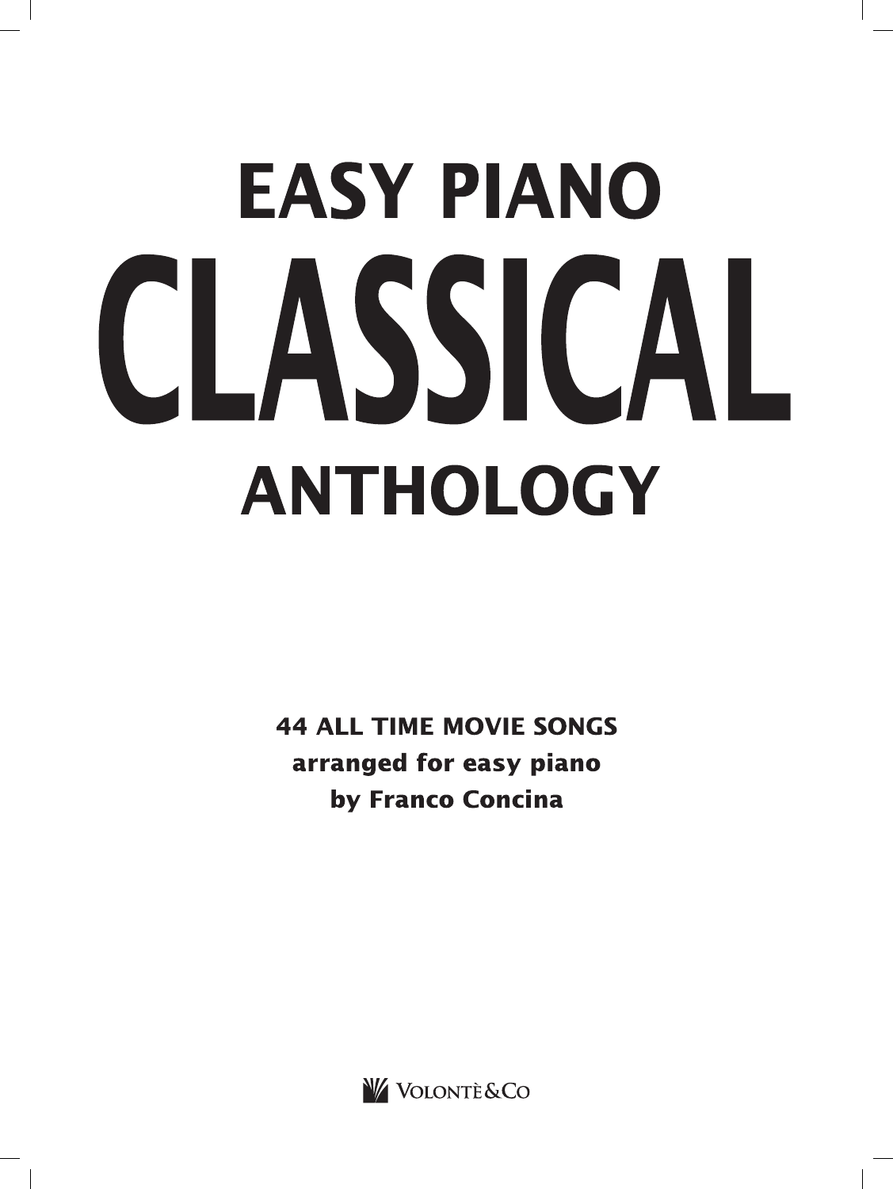# EASY PIANO
# CLASSICAL
# ANTHOLOGY

**44 ALL TIME MOVIE SONGS**
**arranged for easy piano**
**by Franco Concina**

VOLONTÈ&CO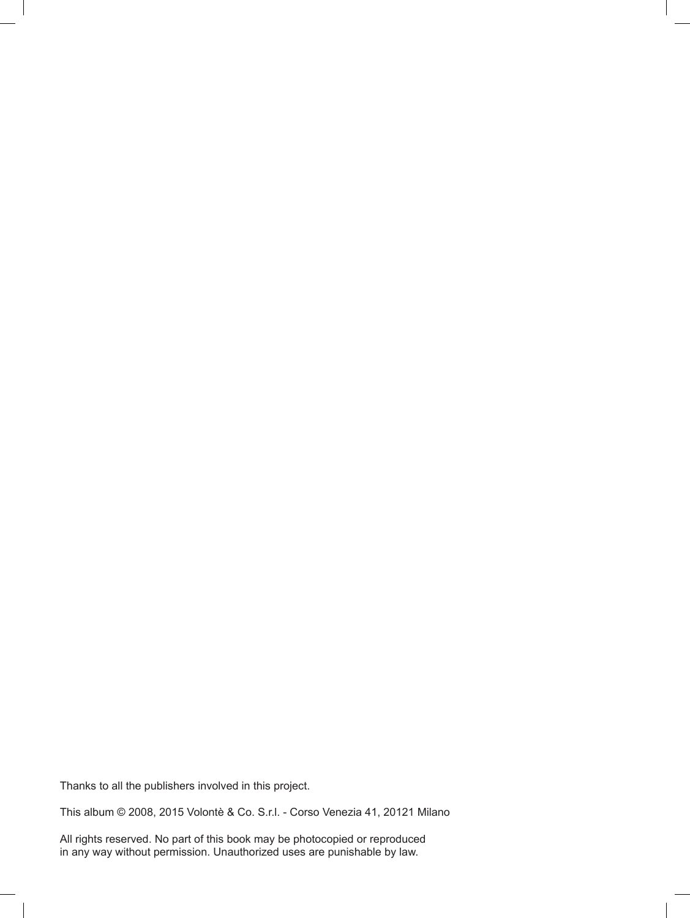Thanks to all the publishers involved in this project.

This album © 2008, 2015 Volontè & Co. S.r.l. - Corso Venezia 41, 20121 Milano

All rights reserved. No part of this book may be photocopied or reproduced
in any way without permission. Unauthorized uses are punishable by law.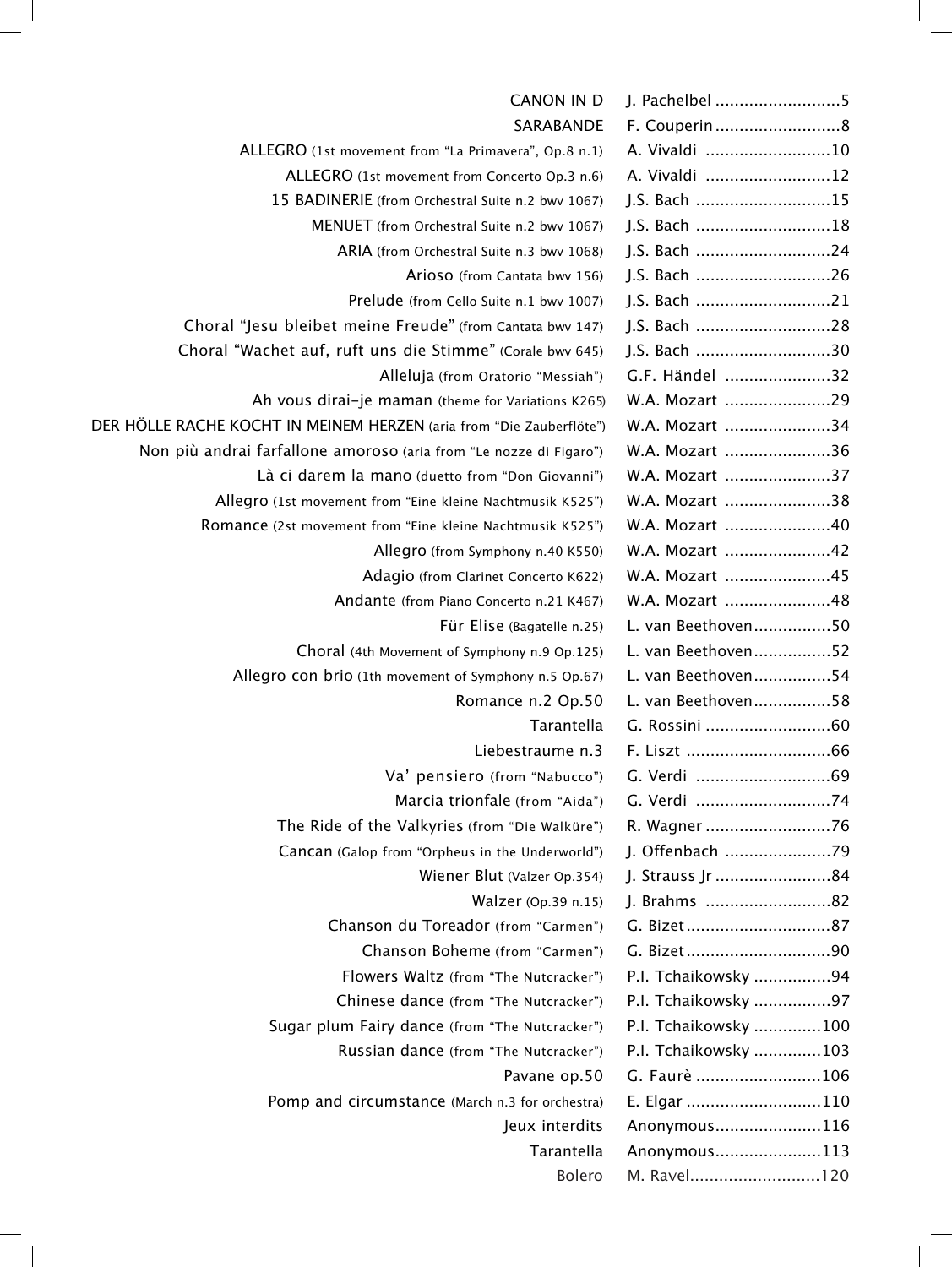| Title | Composer | Page |
|---|---|---|
| CANON IN D | J. Pachelbel | 5 |
| SARABANDE | F. Couperin | 8 |
| ALLEGRO (1st movement from "La Primavera", Op.8 n.1) | A. Vivaldi | 10 |
| ALLEGRO (1st movement from Concerto Op.3 n.6) | A. Vivaldi | 12 |
| 15 BADINERIE (from Orchestral Suite n.2 bwv 1067) | J.S. Bach | 15 |
| MENUET (from Orchestral Suite n.2 bwv 1067) | J.S. Bach | 18 |
| ARIA (from Orchestral Suite n.3 bwv 1068) | J.S. Bach | 24 |
| Arioso (from Cantata bwv 156) | J.S. Bach | 26 |
| Prelude (from Cello Suite n.1 bwv 1007) | J.S. Bach | 21 |
| Choral "Jesu bleibet meine Freude" (from Cantata bwv 147) | J.S. Bach | 28 |
| Choral "Wachet auf, ruft uns die Stimme" (Corale bwv 645) | J.S. Bach | 30 |
| Alleluja (from Oratorio "Messiah") | G.F. Händel | 32 |
| Ah vous dirai-je maman (theme for Variations K265) | W.A. Mozart | 29 |
| DER HÖLLE RACHE KOCHT IN MEINEM HERZEN (aria from "Die Zauberflöte") | W.A. Mozart | 34 |
| Non più andrai farfallone amoroso (aria from "Le nozze di Figaro") | W.A. Mozart | 36 |
| Là ci darem la mano (duetto from "Don Giovanni") | W.A. Mozart | 37 |
| Allegro (1st movement from "Eine kleine Nachtmusik K525") | W.A. Mozart | 38 |
| Romance (2st movement from "Eine kleine Nachtmusik K525") | W.A. Mozart | 40 |
| Allegro (from Symphony n.40 K550) | W.A. Mozart | 42 |
| Adagio (from Clarinet Concerto K622) | W.A. Mozart | 45 |
| Andante (from Piano Concerto n.21 K467) | W.A. Mozart | 48 |
| Für Elise (Bagatelle n.25) | L. van Beethoven | 50 |
| Choral (4th Movement of Symphony n.9 Op.125) | L. van Beethoven | 52 |
| Allegro con brio (1th movement of Symphony n.5 Op.67) | L. van Beethoven | 54 |
| Romance n.2 Op.50 | L. van Beethoven | 58 |
| Tarantella | G. Rossini | 60 |
| Liebestraume n.3 | F. Liszt | 66 |
| Va' pensiero (from "Nabucco") | G. Verdi | 69 |
| Marcia trionfale (from "Aida") | G. Verdi | 74 |
| The Ride of the Valkyries (from "Die Walküre") | R. Wagner | 76 |
| Cancan (Galop from "Orpheus in the Underworld") | J. Offenbach | 79 |
| Wiener Blut (Valzer Op.354) | J. Strauss Jr | 84 |
| Walzer (Op.39 n.15) | J. Brahms | 82 |
| Chanson du Toreador (from "Carmen") | G. Bizet | 87 |
| Chanson Boheme (from "Carmen") | G. Bizet | 90 |
| Flowers Waltz (from "The Nutcracker") | P.I. Tchaikowsky | 94 |
| Chinese dance (from "The Nutcracker") | P.I. Tchaikowsky | 97 |
| Sugar plum Fairy dance (from "The Nutcracker") | P.I. Tchaikowsky | 100 |
| Russian dance (from "The Nutcracker") | P.I. Tchaikowsky | 103 |
| Pavane op.50 | G. Faurè | 106 |
| Pomp and circumstance (March n.3 for orchestra) | E. Elgar | 110 |
| Jeux interdits | Anonymous | 116 |
| Tarantella | Anonymous | 113 |
| Bolero | M. Ravel | 120 |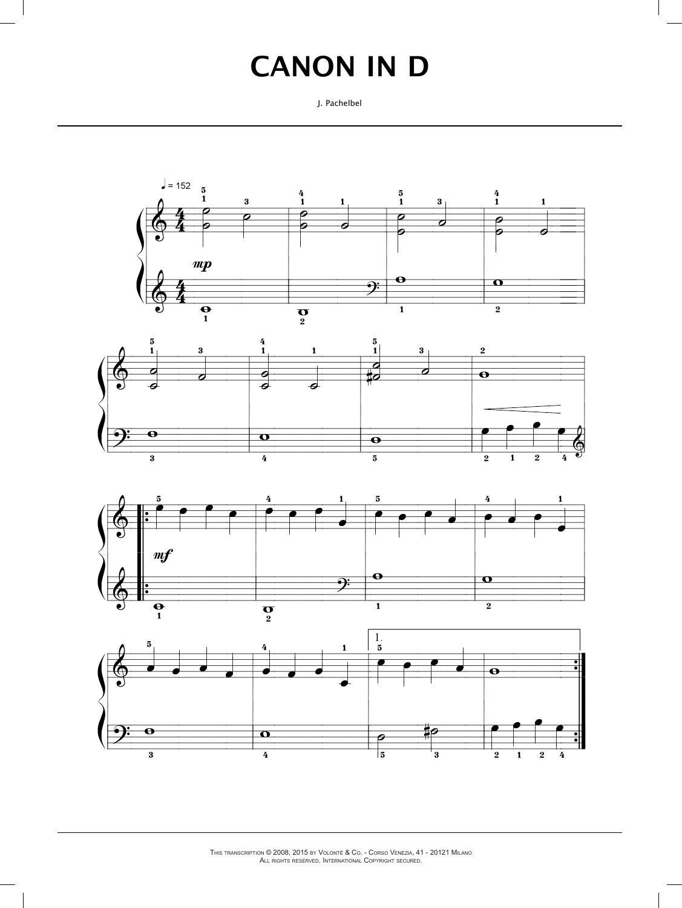# CANON IN D

J. Pachelbel

This transcription © 2008, 2015 by Volontè & Co. - Corso Venezia, 41 - 20121 Milano
All rights reserved. International Copyright secured.